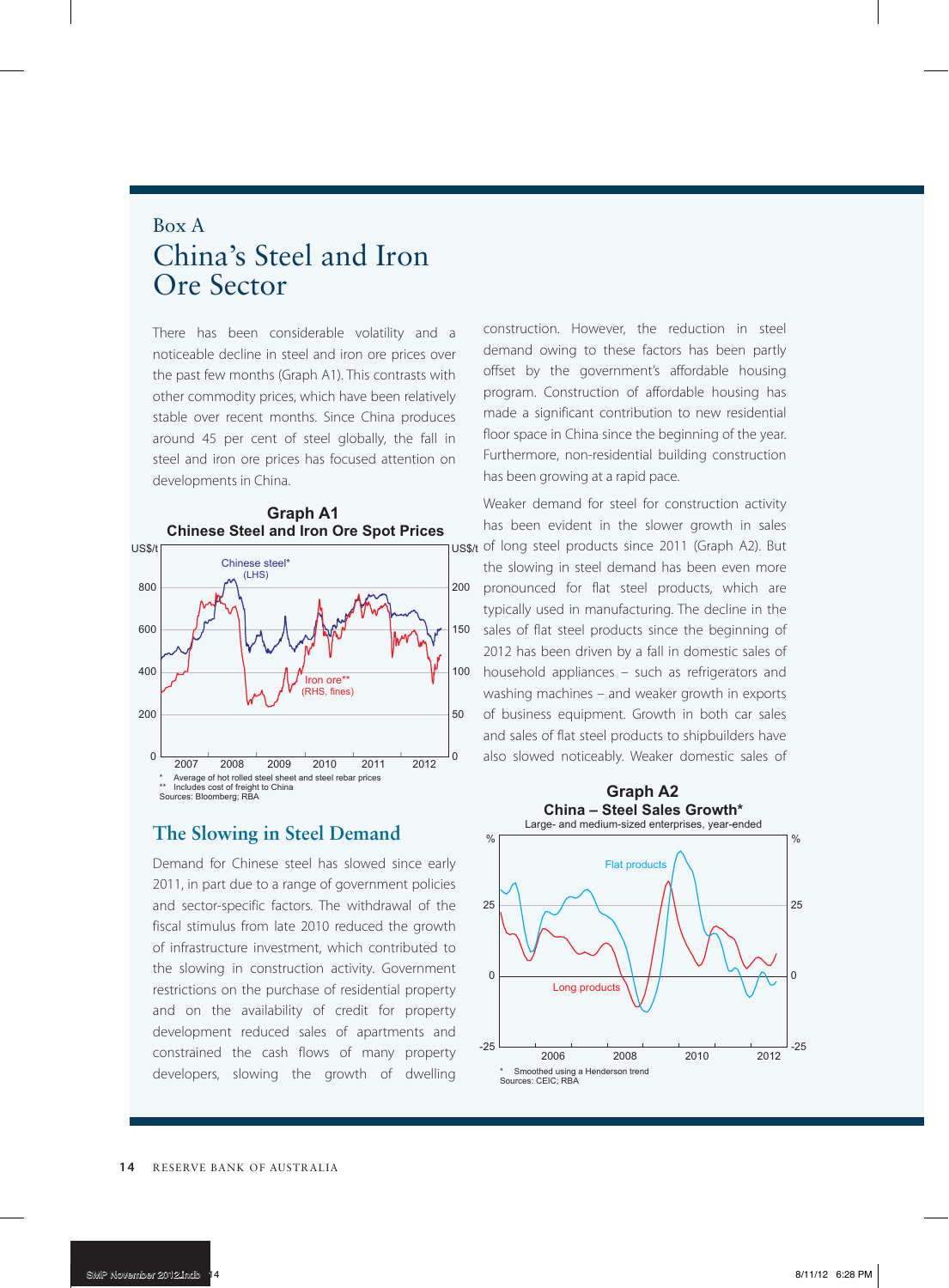Box A

# China's Steel and Iron Ore Sector

There has been considerable volatility and a noticeable decline in steel and iron ore prices over the past few months (Graph A1). This contrasts with other commodity prices, which have been relatively stable over recent months. Since China produces around 45 per cent of steel globally, the fall in steel and iron ore prices has focused attention on developments in China.

**Graph A1**
**Chinese Steel and Iron Ore Spot Prices**

US$/t
US$/t
Chinese steel*
(LHS)
Iron ore**
(RHS, fines)
800
600
400
200
0
200
150
100
50
0
2007
2008
2009
2010
2011
2012

\* Average of hot rolled steel sheet and steel rebar prices
\*\* Includes cost of freight to China
Sources: Bloomberg; RBA

## The Slowing in Steel Demand

Demand for Chinese steel has slowed since early 2011, in part due to a range of government policies and sector-specific factors. The withdrawal of the fiscal stimulus from late 2010 reduced the growth of infrastructure investment, which contributed to the slowing in construction activity. Government restrictions on the purchase of residential property and on the availability of credit for property development reduced sales of apartments and constrained the cash flows of many property developers, slowing the growth of dwelling construction. However, the reduction in steel demand owing to these factors has been partly offset by the government's affordable housing program. Construction of affordable housing has made a significant contribution to new residential floor space in China since the beginning of the year. Furthermore, non-residential building construction has been growing at a rapid pace.

Weaker demand for steel for construction activity has been evident in the slower growth in sales of long steel products since 2011 (Graph A2). But the slowing in steel demand has been even more pronounced for flat steel products, which are typically used in manufacturing. The decline in the sales of flat steel products since the beginning of 2012 has been driven by a fall in domestic sales of household appliances – such as refrigerators and washing machines – and weaker growth in exports of business equipment. Growth in both car sales and sales of flat steel products to shipbuilders have also slowed noticeably. Weaker domestic sales of

**Graph A2**
**China – Steel Sales Growth***
Large- and medium-sized enterprises, year-ended

%
%
Flat products
Long products
25
0
-25
25
0
-25
2006
2008
2010
2012

\* Smoothed using a Henderson trend
Sources: CEIC; RBA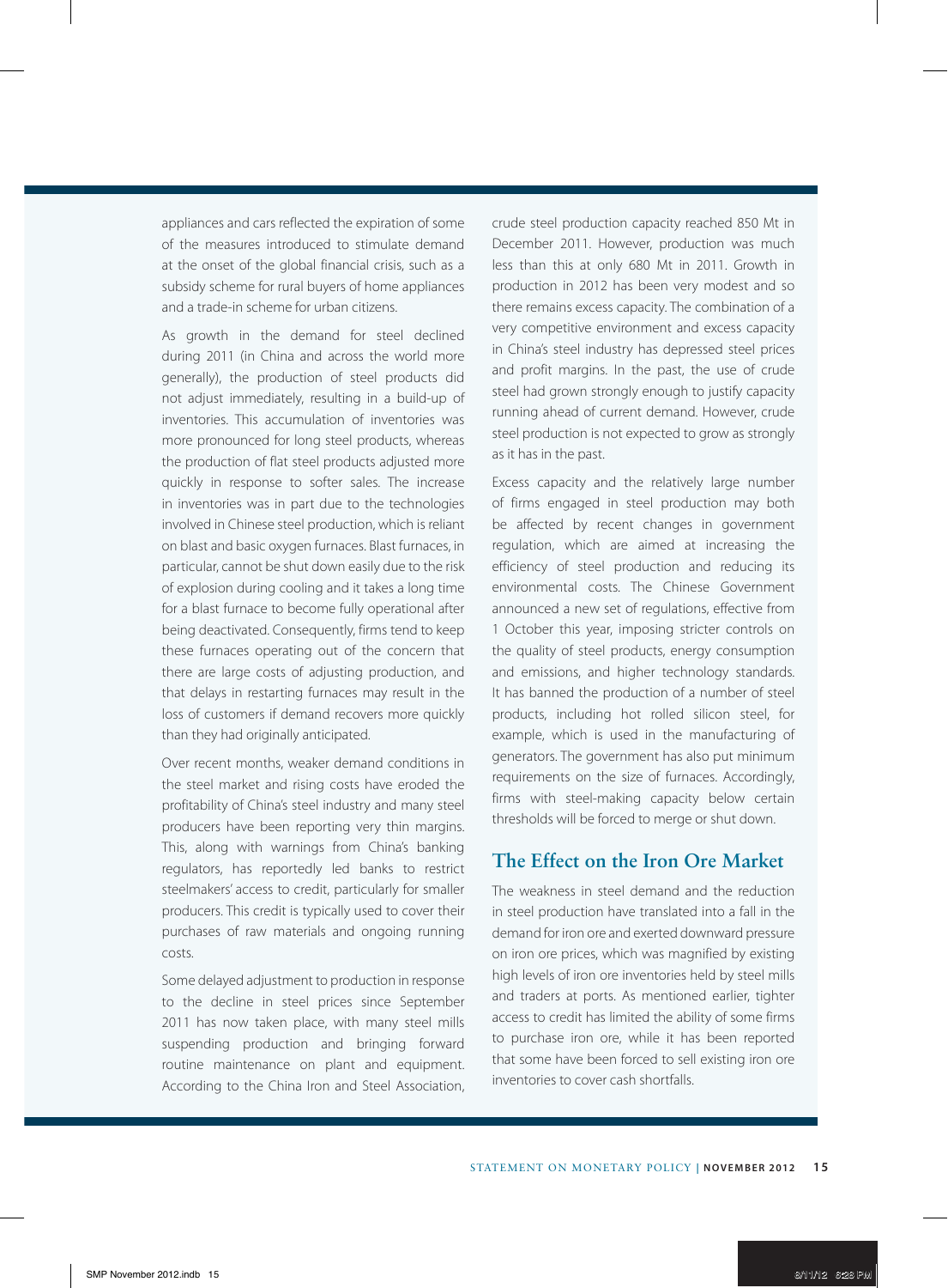appliances and cars reflected the expiration of some of the measures introduced to stimulate demand at the onset of the global financial crisis, such as a subsidy scheme for rural buyers of home appliances and a trade-in scheme for urban citizens.

As growth in the demand for steel declined during 2011 (in China and across the world more generally), the production of steel products did not adjust immediately, resulting in a build-up of inventories. This accumulation of inventories was more pronounced for long steel products, whereas the production of flat steel products adjusted more quickly in response to softer sales. The increase in inventories was in part due to the technologies involved in Chinese steel production, which is reliant on blast and basic oxygen furnaces. Blast furnaces, in particular, cannot be shut down easily due to the risk of explosion during cooling and it takes a long time for a blast furnace to become fully operational after being deactivated. Consequently, firms tend to keep these furnaces operating out of the concern that there are large costs of adjusting production, and that delays in restarting furnaces may result in the loss of customers if demand recovers more quickly than they had originally anticipated.

Over recent months, weaker demand conditions in the steel market and rising costs have eroded the profitability of China's steel industry and many steel producers have been reporting very thin margins. This, along with warnings from China's banking regulators, has reportedly led banks to restrict steelmakers' access to credit, particularly for smaller producers. This credit is typically used to cover their purchases of raw materials and ongoing running costs.

Some delayed adjustment to production in response to the decline in steel prices since September 2011 has now taken place, with many steel mills suspending production and bringing forward routine maintenance on plant and equipment. According to the China Iron and Steel Association, crude steel production capacity reached 850 Mt in December 2011. However, production was much less than this at only 680 Mt in 2011. Growth in production in 2012 has been very modest and so there remains excess capacity. The combination of a very competitive environment and excess capacity in China's steel industry has depressed steel prices and profit margins. In the past, the use of crude steel had grown strongly enough to justify capacity running ahead of current demand. However, crude steel production is not expected to grow as strongly as it has in the past.

Excess capacity and the relatively large number of firms engaged in steel production may both be affected by recent changes in government regulation, which are aimed at increasing the efficiency of steel production and reducing its environmental costs. The Chinese Government announced a new set of regulations, effective from 1 October this year, imposing stricter controls on the quality of steel products, energy consumption and emissions, and higher technology standards. It has banned the production of a number of steel products, including hot rolled silicon steel, for example, which is used in the manufacturing of generators. The government has also put minimum requirements on the size of furnaces. Accordingly, firms with steel-making capacity below certain thresholds will be forced to merge or shut down.

## The Effect on the Iron Ore Market

The weakness in steel demand and the reduction in steel production have translated into a fall in the demand for iron ore and exerted downward pressure on iron ore prices, which was magnified by existing high levels of iron ore inventories held by steel mills and traders at ports. As mentioned earlier, tighter access to credit has limited the ability of some firms to purchase iron ore, while it has been reported that some have been forced to sell existing iron ore inventories to cover cash shortfalls.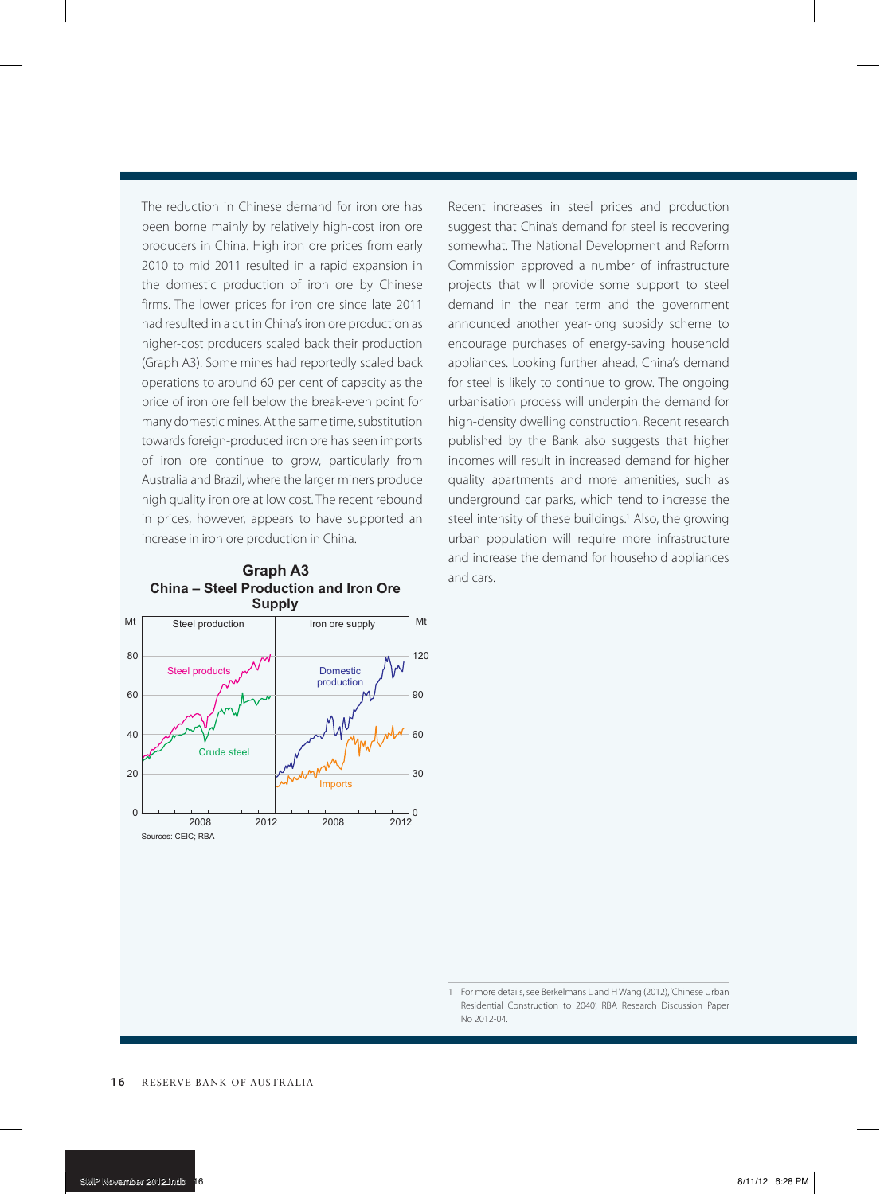The reduction in Chinese demand for iron ore has been borne mainly by relatively high-cost iron ore producers in China. High iron ore prices from early 2010 to mid 2011 resulted in a rapid expansion in the domestic production of iron ore by Chinese firms. The lower prices for iron ore since late 2011 had resulted in a cut in China's iron ore production as higher-cost producers scaled back their production (Graph A3). Some mines had reportedly scaled back operations to around 60 per cent of capacity as the price of iron ore fell below the break-even point for many domestic mines. At the same time, substitution towards foreign-produced iron ore has seen imports of iron ore continue to grow, particularly from Australia and Brazil, where the larger miners produce high quality iron ore at low cost. The recent rebound in prices, however, appears to have supported an increase in iron ore production in China.

**Graph A3**
**China – Steel Production and Iron Ore Supply**

Steel production
Iron ore supply
Mt
Mt
Steel products
Crude steel
Domestic production
Imports
80
60
40
20
0
120
90
60
30
0
2008
2012
2008
2012

Sources: CEIC; RBA

Recent increases in steel prices and production suggest that China's demand for steel is recovering somewhat. The National Development and Reform Commission approved a number of infrastructure projects that will provide some support to steel demand in the near term and the government announced another year-long subsidy scheme to encourage purchases of energy-saving household appliances. Looking further ahead, China's demand for steel is likely to continue to grow. The ongoing urbanisation process will underpin the demand for high-density dwelling construction. Recent research published by the Bank also suggests that higher incomes will result in increased demand for higher quality apartments and more amenities, such as underground car parks, which tend to increase the steel intensity of these buildings.[1] Also, the growing urban population will require more infrastructure and increase the demand for household appliances and cars.

---

1 For more details, see Berkelmans L and H Wang (2012), 'Chinese Urban Residential Construction to 2040', RBA Research Discussion Paper No 2012-04.